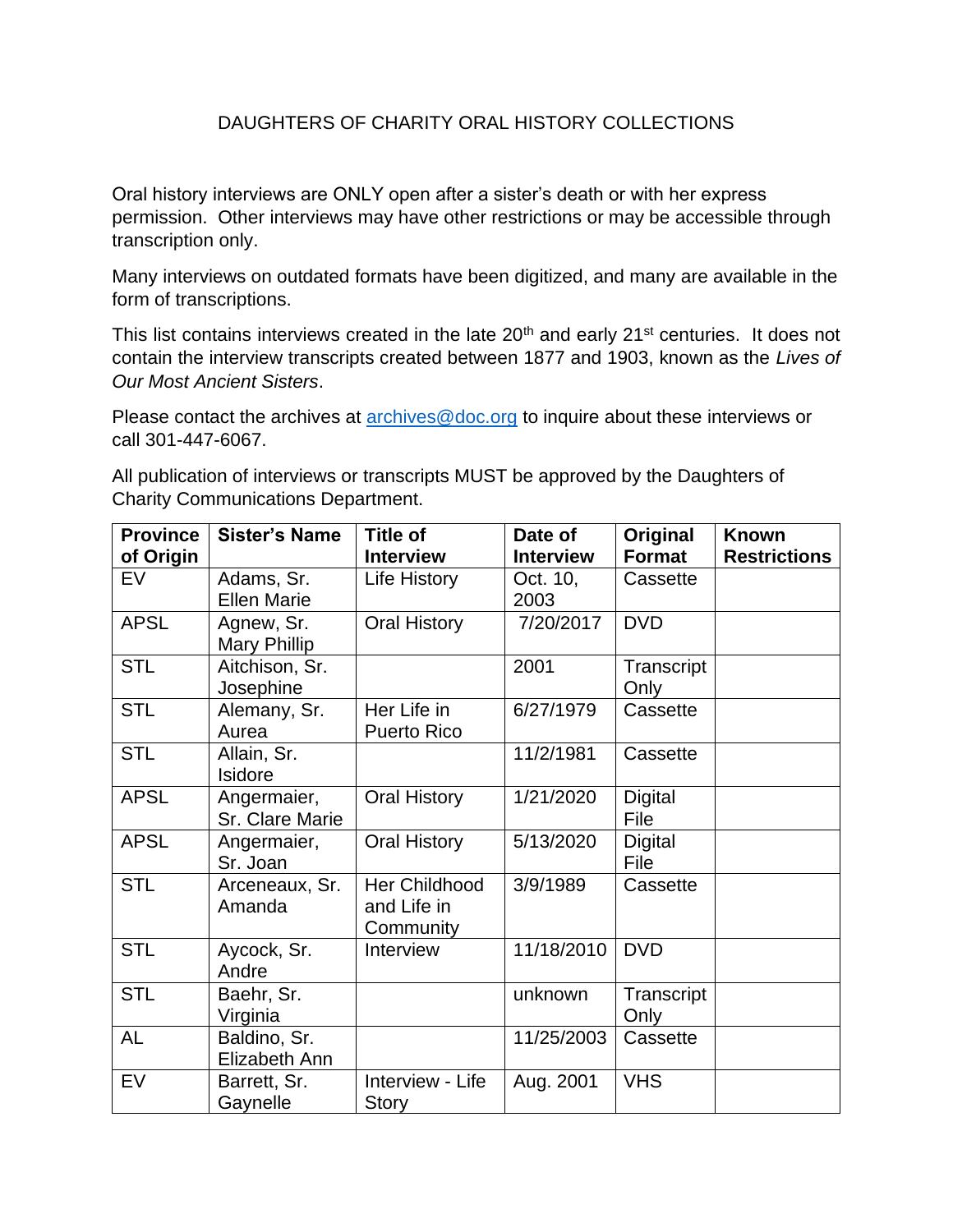# DAUGHTERS OF CHARITY ORAL HISTORY COLLECTIONS

Oral history interviews are ONLY open after a sister's death or with her express permission. Other interviews may have other restrictions or may be accessible through transcription only.

Many interviews on outdated formats have been digitized, and many are available in the form of transcriptions.

This list contains interviews created in the late 20th and early 21st centuries. It does not contain the interview transcripts created between 1877 and 1903, known as the *Lives of Our Most Ancient Sisters*.

Please contact the archives at [archives@doc.org](mailto:archives@doc.org) to inquire about these interviews or call 301-447-6067.

All publication of interviews or transcripts MUST be approved by the Daughters of Charity Communications Department.

| Province of Origin | Sister's Name | Title of Interview | Date of Interview | Original Format | Known Restrictions |
|---|---|---|---|---|---|
| EV | Adams, Sr. Ellen Marie | Life History | Oct. 10, 2003 | Cassette | |
| APSL | Agnew, Sr. Mary Phillip | Oral History | 7/20/2017 | DVD | |
| STL | Aitchison, Sr. Josephine | | 2001 | Transcript Only | |
| STL | Alemany, Sr. Aurea | Her Life in Puerto Rico | 6/27/1979 | Cassette | |
| STL | Allain, Sr. Isidore | | 11/2/1981 | Cassette | |
| APSL | Angermaier, Sr. Clare Marie | Oral History | 1/21/2020 | Digital File | |
| APSL | Angermaier, Sr. Joan | Oral History | 5/13/2020 | Digital File | |
| STL | Arceneaux, Sr. Amanda | Her Childhood and Life in Community | 3/9/1989 | Cassette | |
| STL | Aycock, Sr. Andre | Interview | 11/18/2010 | DVD | |
| STL | Baehr, Sr. Virginia | | unknown | Transcript Only | |
| AL | Baldino, Sr. Elizabeth Ann | | 11/25/2003 | Cassette | |
| EV | Barrett, Sr. Gaynelle | Interview - Life Story | Aug. 2001 | VHS | |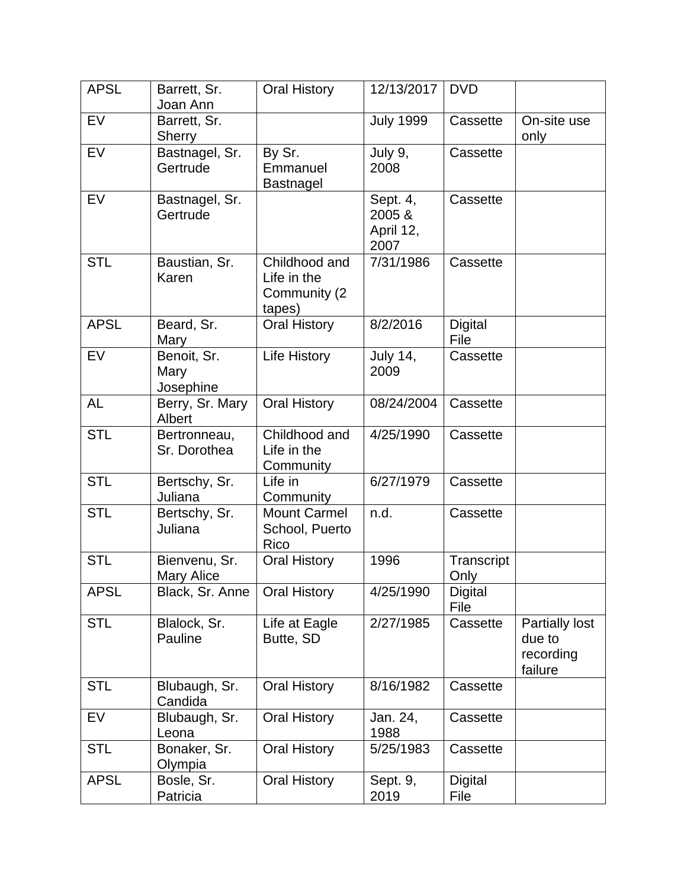| APSL | Barrett, Sr. Joan Ann | Oral History | 12/13/2017 | DVD | |
|---|---|---|---|---|---|
| EV | Barrett, Sr. Sherry | | July 1999 | Cassette | On-site use only |
| EV | Bastnagel, Sr. Gertrude | By Sr. Emmanuel Bastnagel | July 9, 2008 | Cassette | |
| EV | Bastnagel, Sr. Gertrude | | Sept. 4, 2005 & April 12, 2007 | Cassette | |
| STL | Baustian, Sr. Karen | Childhood and Life in the Community (2 tapes) | 7/31/1986 | Cassette | |
| APSL | Beard, Sr. Mary | Oral History | 8/2/2016 | Digital File | |
| EV | Benoit, Sr. Mary Josephine | Life History | July 14, 2009 | Cassette | |
| AL | Berry, Sr. Mary Albert | Oral History | 08/24/2004 | Cassette | |
| STL | Bertronneau, Sr. Dorothea | Childhood and Life in the Community | 4/25/1990 | Cassette | |
| STL | Bertschy, Sr. Juliana | Life in Community | 6/27/1979 | Cassette | |
| STL | Bertschy, Sr. Juliana | Mount Carmel School, Puerto Rico | n.d. | Cassette | |
| STL | Bienvenu, Sr. Mary Alice | Oral History | 1996 | Transcript Only | |
| APSL | Black, Sr. Anne | Oral History | 4/25/1990 | Digital File | |
| STL | Blalock, Sr. Pauline | Life at Eagle Butte, SD | 2/27/1985 | Cassette | Partially lost due to recording failure |
| STL | Blubaugh, Sr. Candida | Oral History | 8/16/1982 | Cassette | |
| EV | Blubaugh, Sr. Leona | Oral History | Jan. 24, 1988 | Cassette | |
| STL | Bonaker, Sr. Olympia | Oral History | 5/25/1983 | Cassette | |
| APSL | Bosle, Sr. Patricia | Oral History | Sept. 9, 2019 | Digital File | |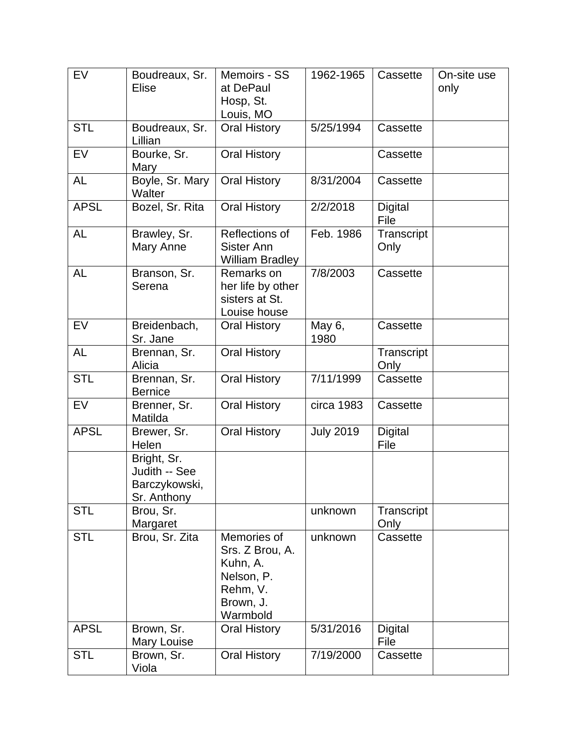| EV | Boudreaux, Sr. Elise | Memoirs - SS at DePaul Hosp, St. Louis, MO | 1962-1965 | Cassette | On-site use only |
|---|---|---|---|---|---|
| STL | Boudreaux, Sr. Lillian | Oral History | 5/25/1994 | Cassette | |
| EV | Bourke, Sr. Mary | Oral History | | Cassette | |
| AL | Boyle, Sr. Mary Walter | Oral History | 8/31/2004 | Cassette | |
| APSL | Bozel, Sr. Rita | Oral History | 2/2/2018 | Digital File | |
| AL | Brawley, Sr. Mary Anne | Reflections of Sister Ann William Bradley | Feb. 1986 | Transcript Only | |
| AL | Branson, Sr. Serena | Remarks on her life by other sisters at St. Louise house | 7/8/2003 | Cassette | |
| EV | Breidenbach, Sr. Jane | Oral History | May 6, 1980 | Cassette | |
| AL | Brennan, Sr. Alicia | Oral History | | Transcript Only | |
| STL | Brennan, Sr. Bernice | Oral History | 7/11/1999 | Cassette | |
| EV | Brenner, Sr. Matilda | Oral History | circa 1983 | Cassette | |
| APSL | Brewer, Sr. Helen | Oral History | July 2019 | Digital File | |
| | Bright, Sr. Judith -- See Barczykowski, Sr. Anthony | | | | |
| STL | Brou, Sr. Margaret | | unknown | Transcript Only | |
| STL | Brou, Sr. Zita | Memories of Srs. Z Brou, A. Kuhn, A. Nelson, P. Rehm, V. Brown, J. Warmbold | unknown | Cassette | |
| APSL | Brown, Sr. Mary Louise | Oral History | 5/31/2016 | Digital File | |
| STL | Brown, Sr. Viola | Oral History | 7/19/2000 | Cassette | |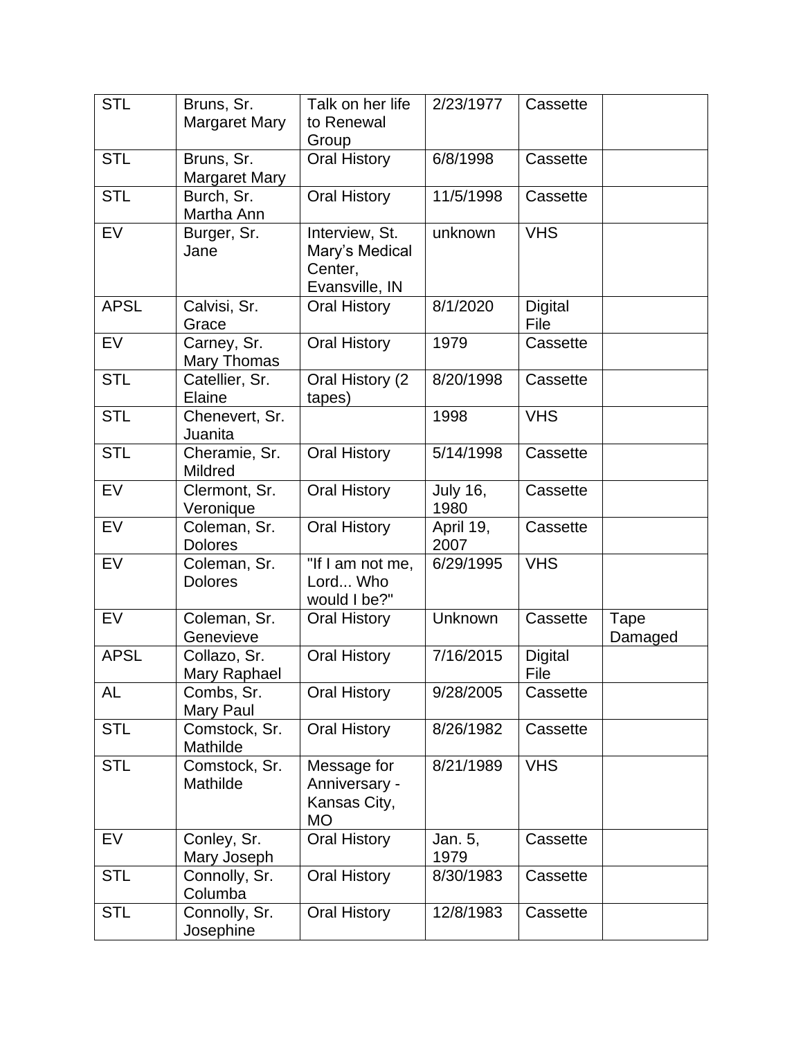| STL | Bruns, Sr. Margaret Mary | Talk on her life to Renewal Group | 2/23/1977 | Cassette | |
|---|---|---|---|---|---|
| STL | Bruns, Sr. Margaret Mary | Oral History | 6/8/1998 | Cassette | |
| STL | Burch, Sr. Martha Ann | Oral History | 11/5/1998 | Cassette | |
| EV | Burger, Sr. Jane | Interview, St. Mary's Medical Center, Evansville, IN | unknown | VHS | |
| APSL | Calvisi, Sr. Grace | Oral History | 8/1/2020 | Digital File | |
| EV | Carney, Sr. Mary Thomas | Oral History | 1979 | Cassette | |
| STL | Catellier, Sr. Elaine | Oral History (2 tapes) | 8/20/1998 | Cassette | |
| STL | Chenevert, Sr. Juanita | | 1998 | VHS | |
| STL | Cheramie, Sr. Mildred | Oral History | 5/14/1998 | Cassette | |
| EV | Clermont, Sr. Veronique | Oral History | July 16, 1980 | Cassette | |
| EV | Coleman, Sr. Dolores | Oral History | April 19, 2007 | Cassette | |
| EV | Coleman, Sr. Dolores | "If I am not me, Lord... Who would I be?" | 6/29/1995 | VHS | |
| EV | Coleman, Sr. Genevieve | Oral History | Unknown | Cassette | Tape Damaged |
| APSL | Collazo, Sr. Mary Raphael | Oral History | 7/16/2015 | Digital File | |
| AL | Combs, Sr. Mary Paul | Oral History | 9/28/2005 | Cassette | |
| STL | Comstock, Sr. Mathilde | Oral History | 8/26/1982 | Cassette | |
| STL | Comstock, Sr. Mathilde | Message for Anniversary - Kansas City, MO | 8/21/1989 | VHS | |
| EV | Conley, Sr. Mary Joseph | Oral History | Jan. 5, 1979 | Cassette | |
| STL | Connolly, Sr. Columba | Oral History | 8/30/1983 | Cassette | |
| STL | Connolly, Sr. Josephine | Oral History | 12/8/1983 | Cassette | |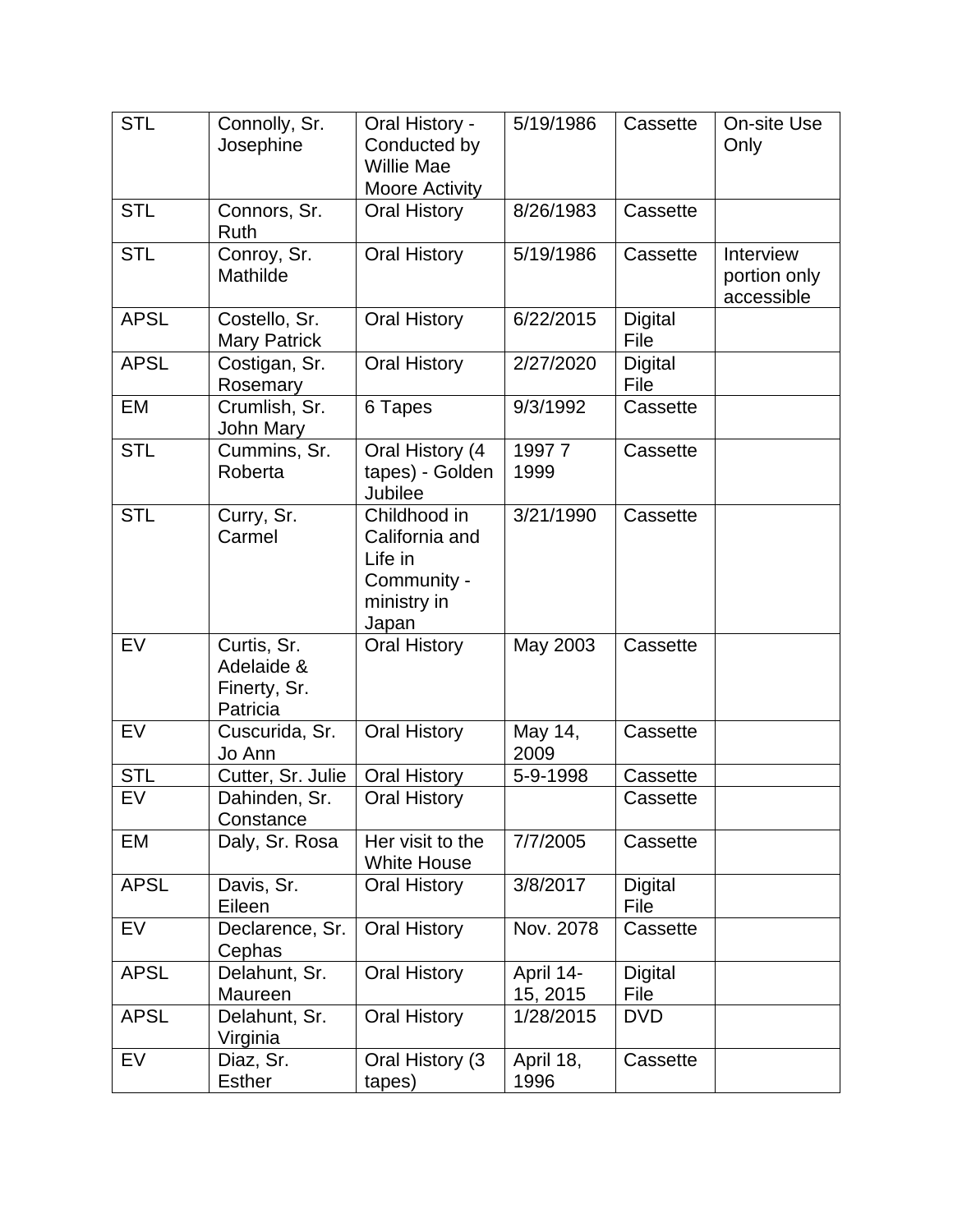| STL | Connolly, Sr. Josephine | Oral History - Conducted by Willie Mae Moore Activity | 5/19/1986 | Cassette | On-site Use Only |
|---|---|---|---|---|---|
| STL | Connors, Sr. Ruth | Oral History | 8/26/1983 | Cassette | |
| STL | Conroy, Sr. Mathilde | Oral History | 5/19/1986 | Cassette | Interview portion only accessible |
| APSL | Costello, Sr. Mary Patrick | Oral History | 6/22/2015 | Digital File | |
| APSL | Costigan, Sr. Rosemary | Oral History | 2/27/2020 | Digital File | |
| EM | Crumlish, Sr. John Mary | 6 Tapes | 9/3/1992 | Cassette | |
| STL | Cummins, Sr. Roberta | Oral History (4 tapes) - Golden Jubilee | 1997 7 1999 | Cassette | |
| STL | Curry, Sr. Carmel | Childhood in California and Life in Community - ministry in Japan | 3/21/1990 | Cassette | |
| EV | Curtis, Sr. Adelaide & Finerty, Sr. Patricia | Oral History | May 2003 | Cassette | |
| EV | Cuscurida, Sr. Jo Ann | Oral History | May 14, 2009 | Cassette | |
| STL | Cutter, Sr. Julie | Oral History | 5-9-1998 | Cassette | |
| EV | Dahinden, Sr. Constance | Oral History | | Cassette | |
| EM | Daly, Sr. Rosa | Her visit to the White House | 7/7/2005 | Cassette | |
| APSL | Davis, Sr. Eileen | Oral History | 3/8/2017 | Digital File | |
| EV | Declarence, Sr. Cephas | Oral History | Nov. 2078 | Cassette | |
| APSL | Delahunt, Sr. Maureen | Oral History | April 14-15, 2015 | Digital File | |
| APSL | Delahunt, Sr. Virginia | Oral History | 1/28/2015 | DVD | |
| EV | Diaz, Sr. Esther | Oral History (3 tapes) | April 18, 1996 | Cassette | |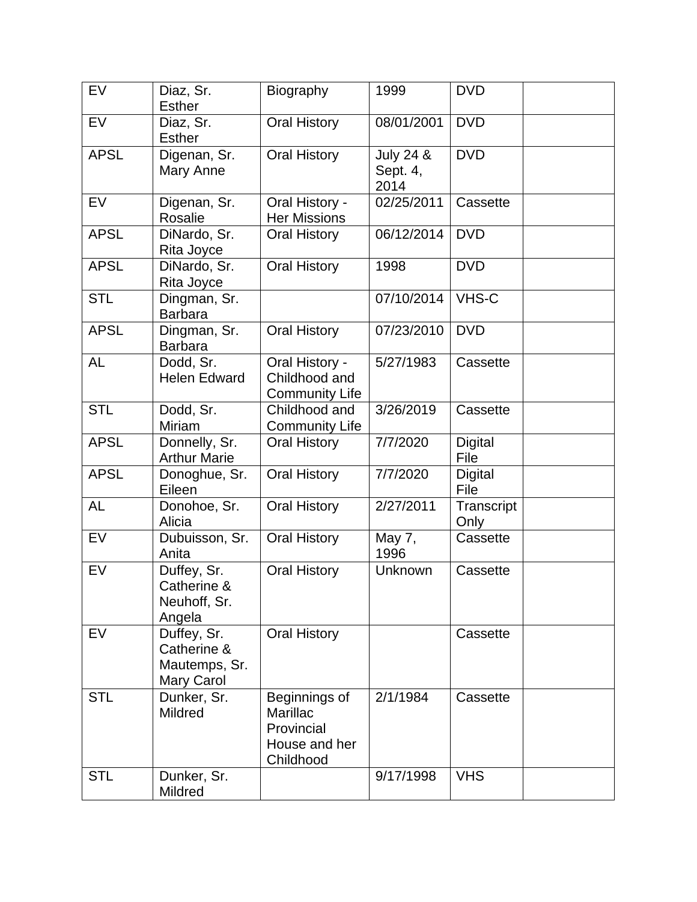| EV | Diaz, Sr. Esther | Biography | 1999 | DVD | |
|---|---|---|---|---|---|
| EV | Diaz, Sr. Esther | Oral History | 08/01/2001 | DVD | |
| APSL | Digenan, Sr. Mary Anne | Oral History | July 24 & Sept. 4, 2014 | DVD | |
| EV | Digenan, Sr. Rosalie | Oral History - Her Missions | 02/25/2011 | Cassette | |
| APSL | DiNardo, Sr. Rita Joyce | Oral History | 06/12/2014 | DVD | |
| APSL | DiNardo, Sr. Rita Joyce | Oral History | 1998 | DVD | |
| STL | Dingman, Sr. Barbara | | 07/10/2014 | VHS-C | |
| APSL | Dingman, Sr. Barbara | Oral History | 07/23/2010 | DVD | |
| AL | Dodd, Sr. Helen Edward | Oral History - Childhood and Community Life | 5/27/1983 | Cassette | |
| STL | Dodd, Sr. Miriam | Childhood and Community Life | 3/26/2019 | Cassette | |
| APSL | Donnelly, Sr. Arthur Marie | Oral History | 7/7/2020 | Digital File | |
| APSL | Donoghue, Sr. Eileen | Oral History | 7/7/2020 | Digital File | |
| AL | Donohoe, Sr. Alicia | Oral History | 2/27/2011 | Transcript Only | |
| EV | Dubuisson, Sr. Anita | Oral History | May 7, 1996 | Cassette | |
| EV | Duffey, Sr. Catherine & Neuhoff, Sr. Angela | Oral History | Unknown | Cassette | |
| EV | Duffey, Sr. Catherine & Mautemps, Sr. Mary Carol | Oral History | | Cassette | |
| STL | Dunker, Sr. Mildred | Beginnings of Marillac Provincial House and her Childhood | 2/1/1984 | Cassette | |
| STL | Dunker, Sr. Mildred | | 9/17/1998 | VHS | |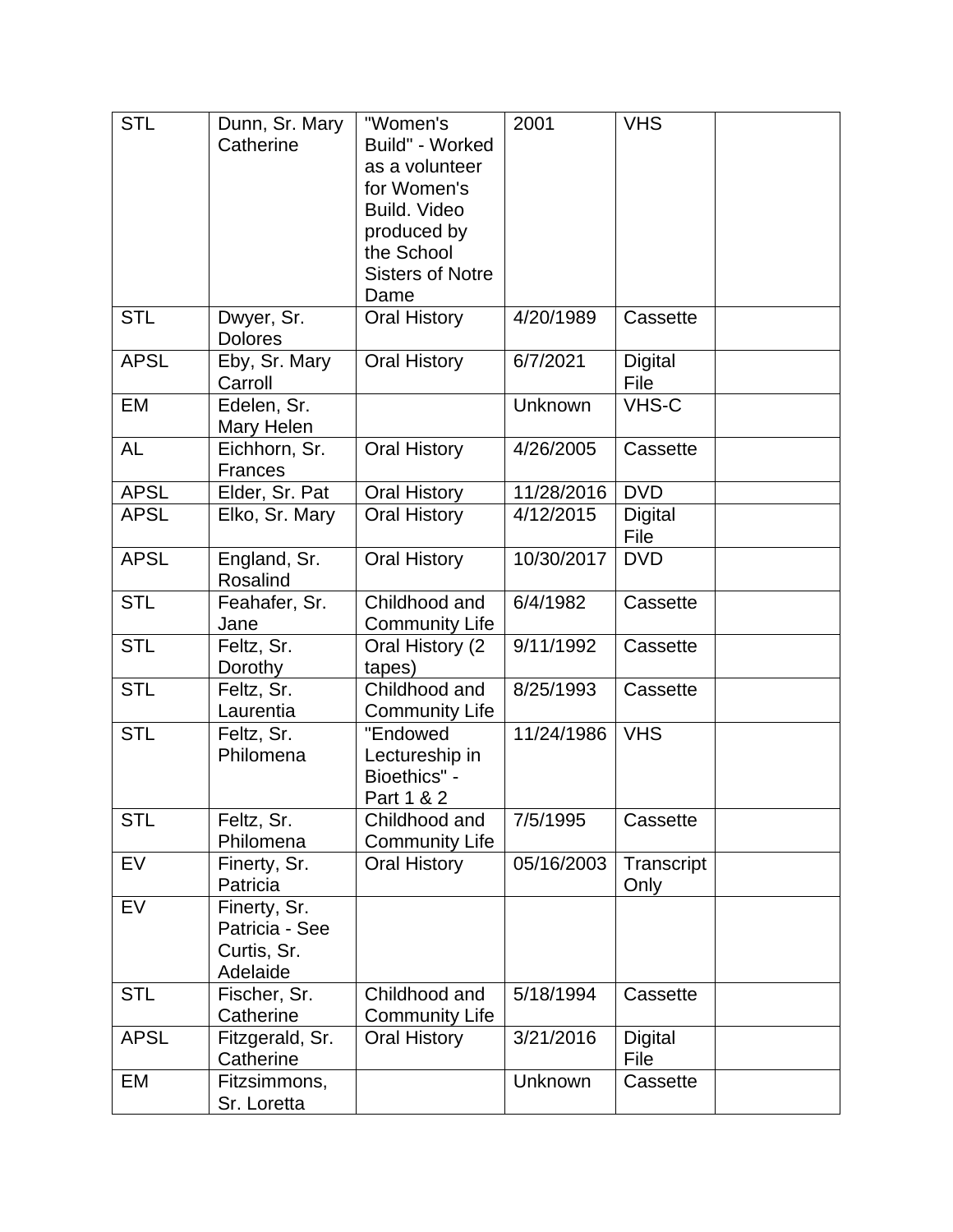| | | | | | |
|---|---|---|---|---|---|
| STL | Dunn, Sr. Mary Catherine | "Women's Build" - Worked as a volunteer for Women's Build. Video produced by the School Sisters of Notre Dame | 2001 | VHS | |
| STL | Dwyer, Sr. Dolores | Oral History | 4/20/1989 | Cassette | |
| APSL | Eby, Sr. Mary Carroll | Oral History | 6/7/2021 | Digital File | |
| EM | Edelen, Sr. Mary Helen | | Unknown | VHS-C | |
| AL | Eichhorn, Sr. Frances | Oral History | 4/26/2005 | Cassette | |
| APSL | Elder, Sr. Pat | Oral History | 11/28/2016 | DVD | |
| APSL | Elko, Sr. Mary | Oral History | 4/12/2015 | Digital File | |
| APSL | England, Sr. Rosalind | Oral History | 10/30/2017 | DVD | |
| STL | Feahafer, Sr. Jane | Childhood and Community Life | 6/4/1982 | Cassette | |
| STL | Feltz, Sr. Dorothy | Oral History (2 tapes) | 9/11/1992 | Cassette | |
| STL | Feltz, Sr. Laurentia | Childhood and Community Life | 8/25/1993 | Cassette | |
| STL | Feltz, Sr. Philomena | "Endowed Lectureship in Bioethics" - Part 1 & 2 | 11/24/1986 | VHS | |
| STL | Feltz, Sr. Philomena | Childhood and Community Life | 7/5/1995 | Cassette | |
| EV | Finerty, Sr. Patricia | Oral History | 05/16/2003 | Transcript Only | |
| EV | Finerty, Sr. Patricia - See Curtis, Sr. Adelaide | | | | |
| STL | Fischer, Sr. Catherine | Childhood and Community Life | 5/18/1994 | Cassette | |
| APSL | Fitzgerald, Sr. Catherine | Oral History | 3/21/2016 | Digital File | |
| EM | Fitzsimmons, Sr. Loretta | | Unknown | Cassette | |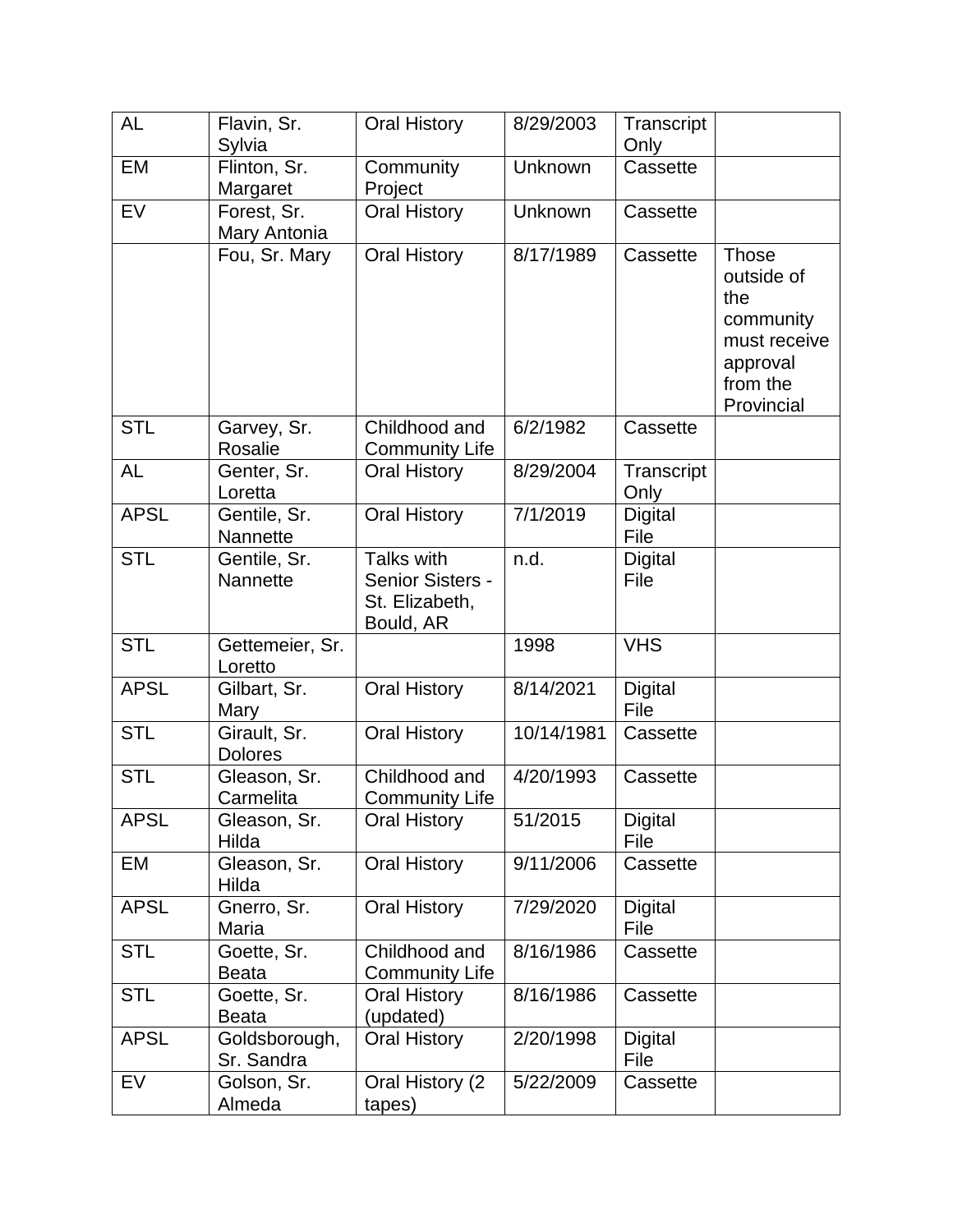| AL | Flavin, Sr. Sylvia | Oral History | 8/29/2003 | Transcript Only | |
|---|---|---|---|---|---|
| EM | Flinton, Sr. Margaret | Community Project | Unknown | Cassette | |
| EV | Forest, Sr. Mary Antonia | Oral History | Unknown | Cassette | |
| | Fou, Sr. Mary | Oral History | 8/17/1989 | Cassette | Those outside of the community must receive approval from the Provincial |
| STL | Garvey, Sr. Rosalie | Childhood and Community Life | 6/2/1982 | Cassette | |
| AL | Genter, Sr. Loretta | Oral History | 8/29/2004 | Transcript Only | |
| APSL | Gentile, Sr. Nannette | Oral History | 7/1/2019 | Digital File | |
| STL | Gentile, Sr. Nannette | Talks with Senior Sisters - St. Elizabeth, Bould, AR | n.d. | Digital File | |
| STL | Gettemeier, Sr. Loretto | | 1998 | VHS | |
| APSL | Gilbart, Sr. Mary | Oral History | 8/14/2021 | Digital File | |
| STL | Girault, Sr. Dolores | Oral History | 10/14/1981 | Cassette | |
| STL | Gleason, Sr. Carmelita | Childhood and Community Life | 4/20/1993 | Cassette | |
| APSL | Gleason, Sr. Hilda | Oral History | 51/2015 | Digital File | |
| EM | Gleason, Sr. Hilda | Oral History | 9/11/2006 | Cassette | |
| APSL | Gnerro, Sr. Maria | Oral History | 7/29/2020 | Digital File | |
| STL | Goette, Sr. Beata | Childhood and Community Life | 8/16/1986 | Cassette | |
| STL | Goette, Sr. Beata | Oral History (updated) | 8/16/1986 | Cassette | |
| APSL | Goldsborough, Sr. Sandra | Oral History | 2/20/1998 | Digital File | |
| EV | Golson, Sr. Almeda | Oral History (2 tapes) | 5/22/2009 | Cassette | |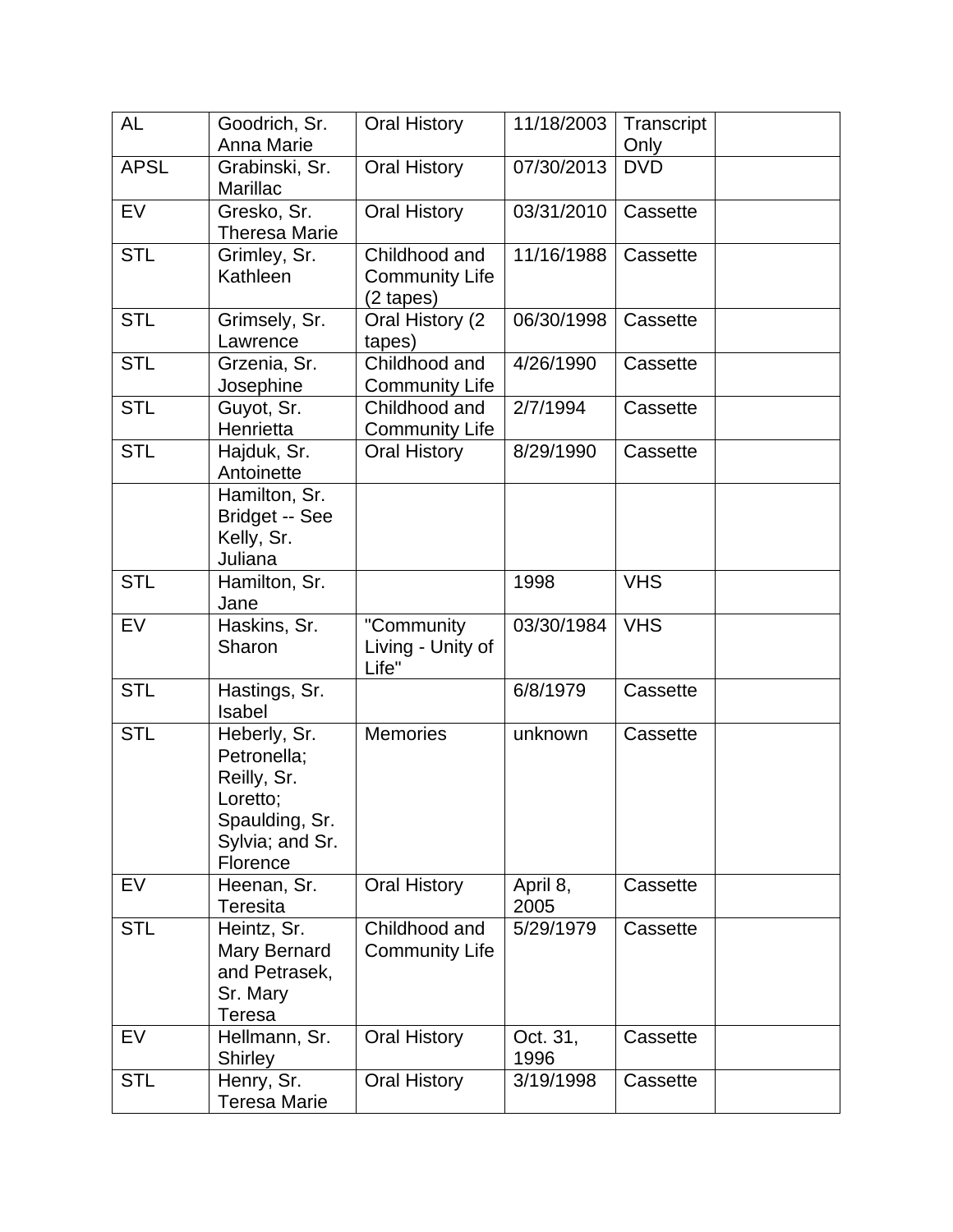| AL | Goodrich, Sr. Anna Marie | Oral History | 11/18/2003 | Transcript Only | |
|---|---|---|---|---|---|
| APSL | Grabinski, Sr. Marillac | Oral History | 07/30/2013 | DVD | |
| EV | Gresko, Sr. Theresa Marie | Oral History | 03/31/2010 | Cassette | |
| STL | Grimley, Sr. Kathleen | Childhood and Community Life (2 tapes) | 11/16/1988 | Cassette | |
| STL | Grimsely, Sr. Lawrence | Oral History (2 tapes) | 06/30/1998 | Cassette | |
| STL | Grzenia, Sr. Josephine | Childhood and Community Life | 4/26/1990 | Cassette | |
| STL | Guyot, Sr. Henrietta | Childhood and Community Life | 2/7/1994 | Cassette | |
| STL | Hajduk, Sr. Antoinette | Oral History | 8/29/1990 | Cassette | |
| | Hamilton, Sr. Bridget -- See Kelly, Sr. Juliana | | | | |
| STL | Hamilton, Sr. Jane | | 1998 | VHS | |
| EV | Haskins, Sr. Sharon | "Community Living - Unity of Life" | 03/30/1984 | VHS | |
| STL | Hastings, Sr. Isabel | | 6/8/1979 | Cassette | |
| STL | Heberly, Sr. Petronella; Reilly, Sr. Loretto; Spaulding, Sr. Sylvia; and Sr. Florence | Memories | unknown | Cassette | |
| EV | Heenan, Sr. Teresita | Oral History | April 8, 2005 | Cassette | |
| STL | Heintz, Sr. Mary Bernard and Petrasek, Sr. Mary Teresa | Childhood and Community Life | 5/29/1979 | Cassette | |
| EV | Hellmann, Sr. Shirley | Oral History | Oct. 31, 1996 | Cassette | |
| STL | Henry, Sr. Teresa Marie | Oral History | 3/19/1998 | Cassette | |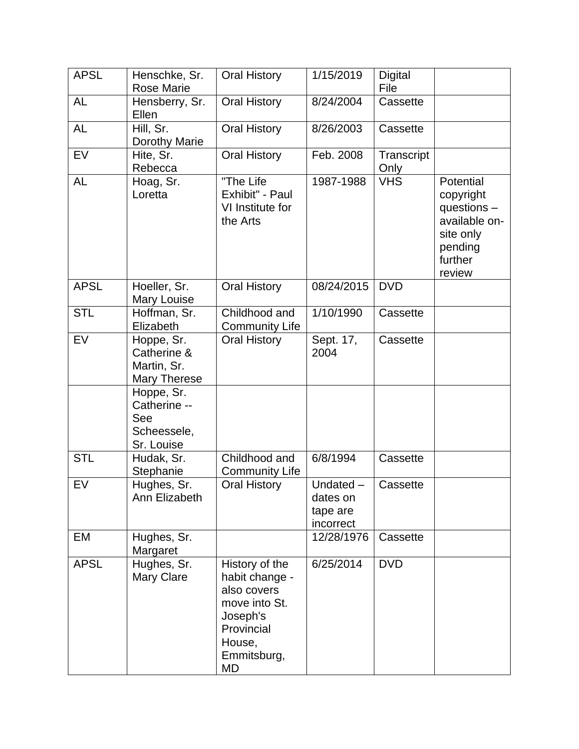| APSL | Henschke, Sr. Rose Marie | Oral History | 1/15/2019 | Digital File | |
|---|---|---|---|---|---|
| AL | Hensberry, Sr. Ellen | Oral History | 8/24/2004 | Cassette | |
| AL | Hill, Sr. Dorothy Marie | Oral History | 8/26/2003 | Cassette | |
| EV | Hite, Sr. Rebecca | Oral History | Feb. 2008 | Transcript Only | |
| AL | Hoag, Sr. Loretta | "The Life Exhibit" - Paul VI Institute for the Arts | 1987-1988 | VHS | Potential copyright questions – available on-site only pending further review |
| APSL | Hoeller, Sr. Mary Louise | Oral History | 08/24/2015 | DVD | |
| STL | Hoffman, Sr. Elizabeth | Childhood and Community Life | 1/10/1990 | Cassette | |
| EV | Hoppe, Sr. Catherine & Martin, Sr. Mary Therese | Oral History | Sept. 17, 2004 | Cassette | |
| | Hoppe, Sr. Catherine -- See Scheessele, Sr. Louise | | | | |
| STL | Hudak, Sr. Stephanie | Childhood and Community Life | 6/8/1994 | Cassette | |
| EV | Hughes, Sr. Ann Elizabeth | Oral History | Undated – dates on tape are incorrect | Cassette | |
| EM | Hughes, Sr. Margaret | | 12/28/1976 | Cassette | |
| APSL | Hughes, Sr. Mary Clare | History of the habit change - also covers move into St. Joseph's Provincial House, Emmitsburg, MD | 6/25/2014 | DVD | |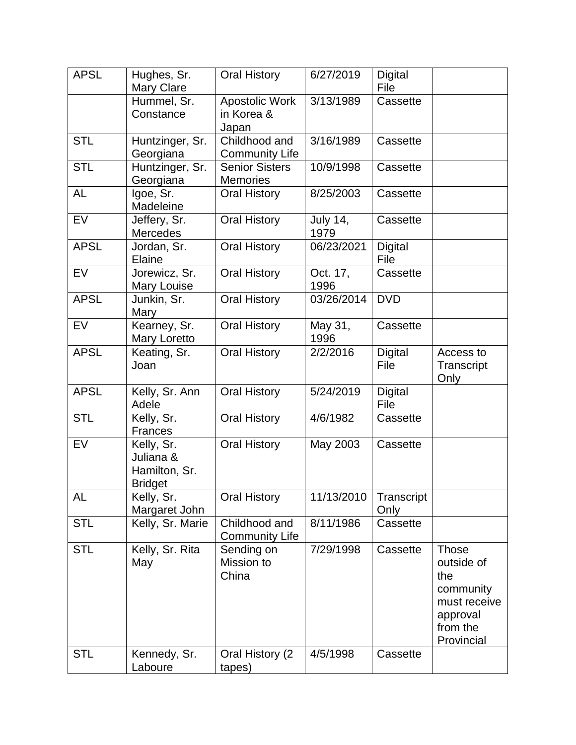| APSL | Hughes, Sr. Mary Clare | Oral History | 6/27/2019 | Digital File | |
|---|---|---|---|---|---|
| | Hummel, Sr. Constance | Apostolic Work in Korea & Japan | 3/13/1989 | Cassette | |
| STL | Huntzinger, Sr. Georgiana | Childhood and Community Life | 3/16/1989 | Cassette | |
| STL | Huntzinger, Sr. Georgiana | Senior Sisters Memories | 10/9/1998 | Cassette | |
| AL | Igoe, Sr. Madeleine | Oral History | 8/25/2003 | Cassette | |
| EV | Jeffery, Sr. Mercedes | Oral History | July 14, 1979 | Cassette | |
| APSL | Jordan, Sr. Elaine | Oral History | 06/23/2021 | Digital File | |
| EV | Jorewicz, Sr. Mary Louise | Oral History | Oct. 17, 1996 | Cassette | |
| APSL | Junkin, Sr. Mary | Oral History | 03/26/2014 | DVD | |
| EV | Kearney, Sr. Mary Loretto | Oral History | May 31, 1996 | Cassette | |
| APSL | Keating, Sr. Joan | Oral History | 2/2/2016 | Digital File | Access to Transcript Only |
| APSL | Kelly, Sr. Ann Adele | Oral History | 5/24/2019 | Digital File | |
| STL | Kelly, Sr. Frances | Oral History | 4/6/1982 | Cassette | |
| EV | Kelly, Sr. Juliana & Hamilton, Sr. Bridget | Oral History | May 2003 | Cassette | |
| AL | Kelly, Sr. Margaret John | Oral History | 11/13/2010 | Transcript Only | |
| STL | Kelly, Sr. Marie | Childhood and Community Life | 8/11/1986 | Cassette | |
| STL | Kelly, Sr. Rita May | Sending on Mission to China | 7/29/1998 | Cassette | Those outside of the community must receive approval from the Provincial |
| STL | Kennedy, Sr. Laboure | Oral History (2 tapes) | 4/5/1998 | Cassette | |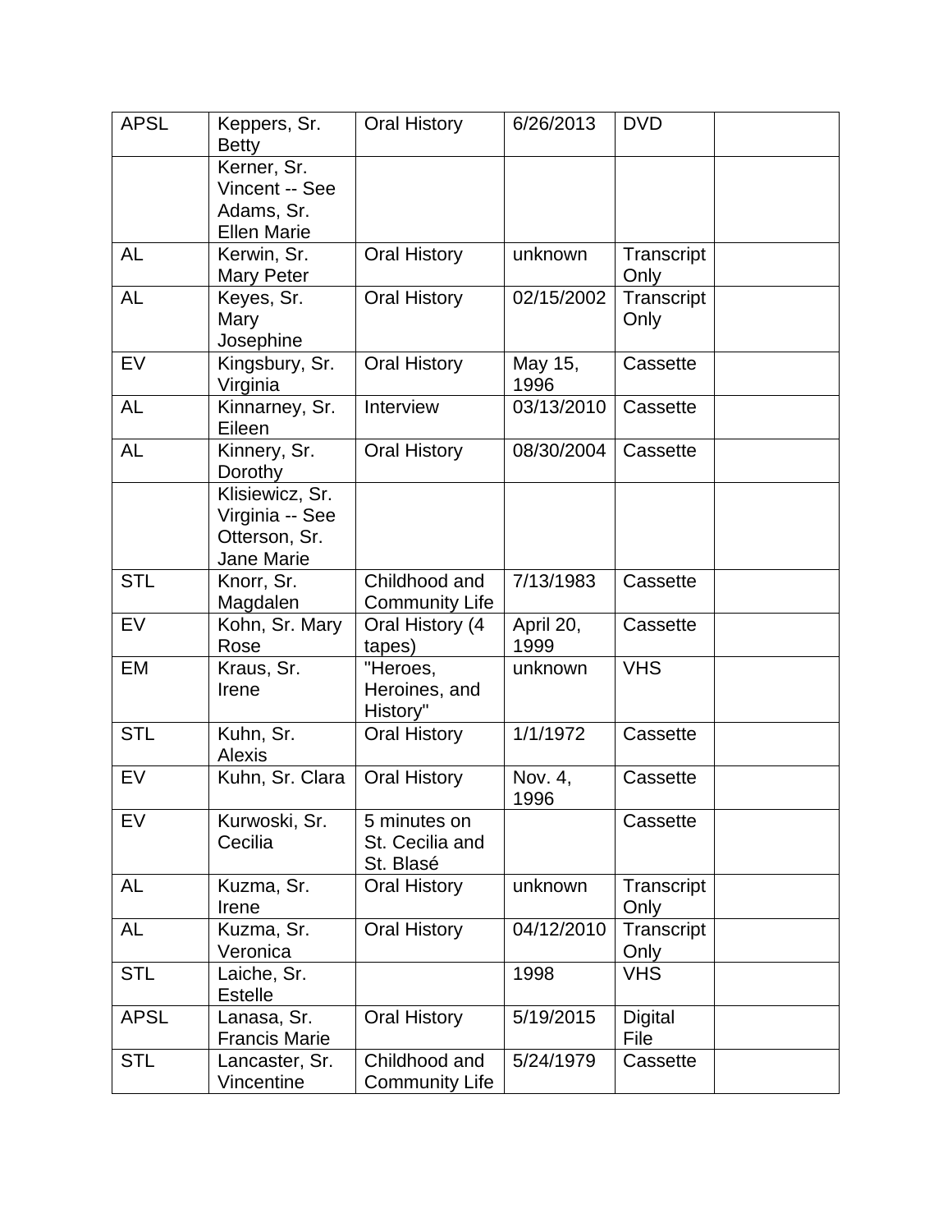| | | | | | |
|---|---|---|---|---|---|
| APSL | Keppers, Sr. Betty | Oral History | 6/26/2013 | DVD | |
| | Kerner, Sr. Vincent -- See Adams, Sr. Ellen Marie | | | | |
| AL | Kerwin, Sr. Mary Peter | Oral History | unknown | Transcript Only | |
| AL | Keyes, Sr. Mary Josephine | Oral History | 02/15/2002 | Transcript Only | |
| EV | Kingsbury, Sr. Virginia | Oral History | May 15, 1996 | Cassette | |
| AL | Kinnarney, Sr. Eileen | Interview | 03/13/2010 | Cassette | |
| AL | Kinnery, Sr. Dorothy | Oral History | 08/30/2004 | Cassette | |
| | Klisiewicz, Sr. Virginia -- See Otterson, Sr. Jane Marie | | | | |
| STL | Knorr, Sr. Magdalen | Childhood and Community Life | 7/13/1983 | Cassette | |
| EV | Kohn, Sr. Mary Rose | Oral History (4 tapes) | April 20, 1999 | Cassette | |
| EM | Kraus, Sr. Irene | "Heroes, Heroines, and History" | unknown | VHS | |
| STL | Kuhn, Sr. Alexis | Oral History | 1/1/1972 | Cassette | |
| EV | Kuhn, Sr. Clara | Oral History | Nov. 4, 1996 | Cassette | |
| EV | Kurwoski, Sr. Cecilia | 5 minutes on St. Cecilia and St. Blasé | | Cassette | |
| AL | Kuzma, Sr. Irene | Oral History | unknown | Transcript Only | |
| AL | Kuzma, Sr. Veronica | Oral History | 04/12/2010 | Transcript Only | |
| STL | Laiche, Sr. Estelle | | 1998 | VHS | |
| APSL | Lanasa, Sr. Francis Marie | Oral History | 5/19/2015 | Digital File | |
| STL | Lancaster, Sr. Vincentine | Childhood and Community Life | 5/24/1979 | Cassette | |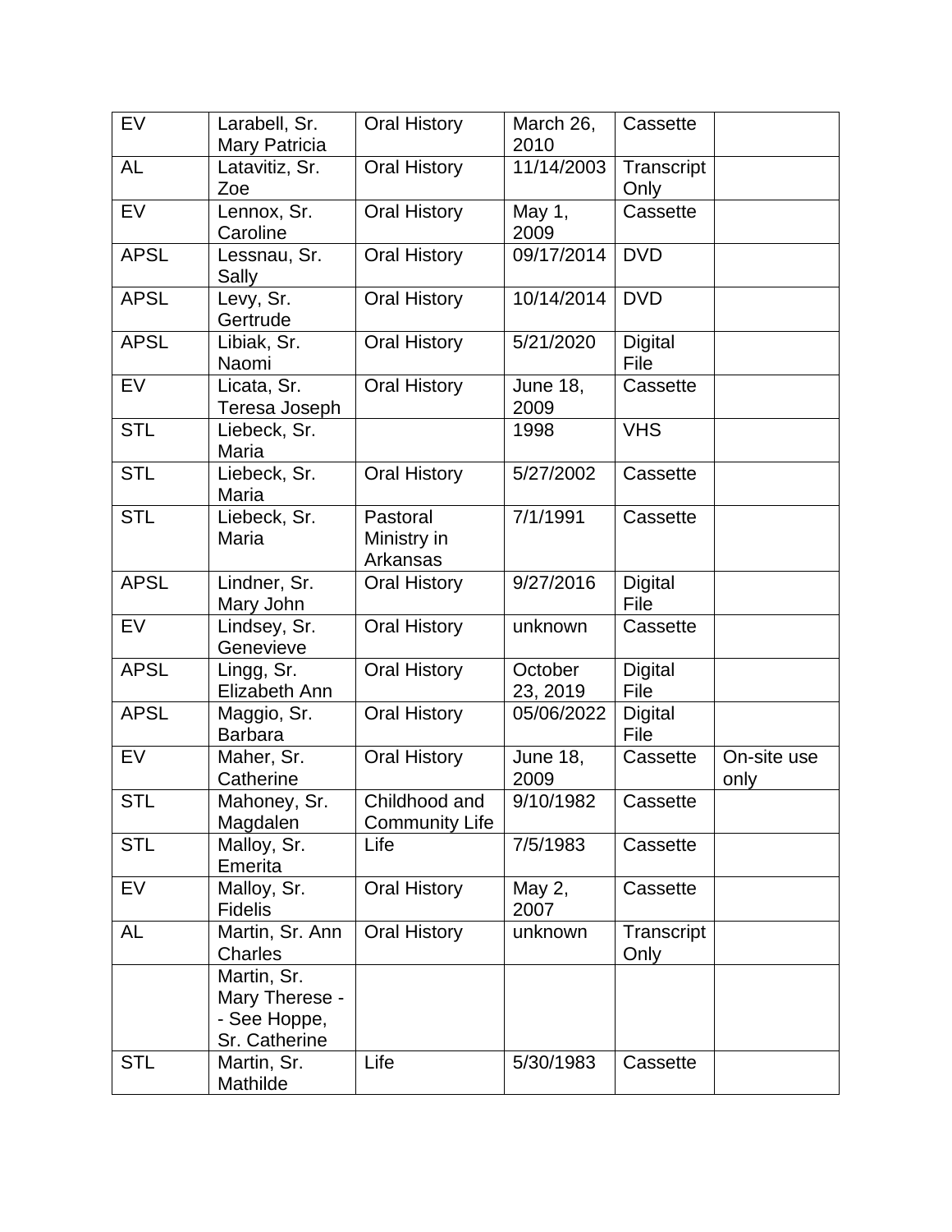| EV | Larabell, Sr. Mary Patricia | Oral History | March 26, 2010 | Cassette | |
|---|---|---|---|---|---|
| AL | Latavitiz, Sr. Zoe | Oral History | 11/14/2003 | Transcript Only | |
| EV | Lennox, Sr. Caroline | Oral History | May 1, 2009 | Cassette | |
| APSL | Lessnau, Sr. Sally | Oral History | 09/17/2014 | DVD | |
| APSL | Levy, Sr. Gertrude | Oral History | 10/14/2014 | DVD | |
| APSL | Libiak, Sr. Naomi | Oral History | 5/21/2020 | Digital File | |
| EV | Licata, Sr. Teresa Joseph | Oral History | June 18, 2009 | Cassette | |
| STL | Liebeck, Sr. Maria | | 1998 | VHS | |
| STL | Liebeck, Sr. Maria | Oral History | 5/27/2002 | Cassette | |
| STL | Liebeck, Sr. Maria | Pastoral Ministry in Arkansas | 7/1/1991 | Cassette | |
| APSL | Lindner, Sr. Mary John | Oral History | 9/27/2016 | Digital File | |
| EV | Lindsey, Sr. Genevieve | Oral History | unknown | Cassette | |
| APSL | Lingg, Sr. Elizabeth Ann | Oral History | October 23, 2019 | Digital File | |
| APSL | Maggio, Sr. Barbara | Oral History | 05/06/2022 | Digital File | |
| EV | Maher, Sr. Catherine | Oral History | June 18, 2009 | Cassette | On-site use only |
| STL | Mahoney, Sr. Magdalen | Childhood and Community Life | 9/10/1982 | Cassette | |
| STL | Malloy, Sr. Emerita | Life | 7/5/1983 | Cassette | |
| EV | Malloy, Sr. Fidelis | Oral History | May 2, 2007 | Cassette | |
| AL | Martin, Sr. Ann Charles | Oral History | unknown | Transcript Only | |
| | Martin, Sr. Mary Therese -- See Hoppe, Sr. Catherine | | | | |
| STL | Martin, Sr. Mathilde | Life | 5/30/1983 | Cassette | |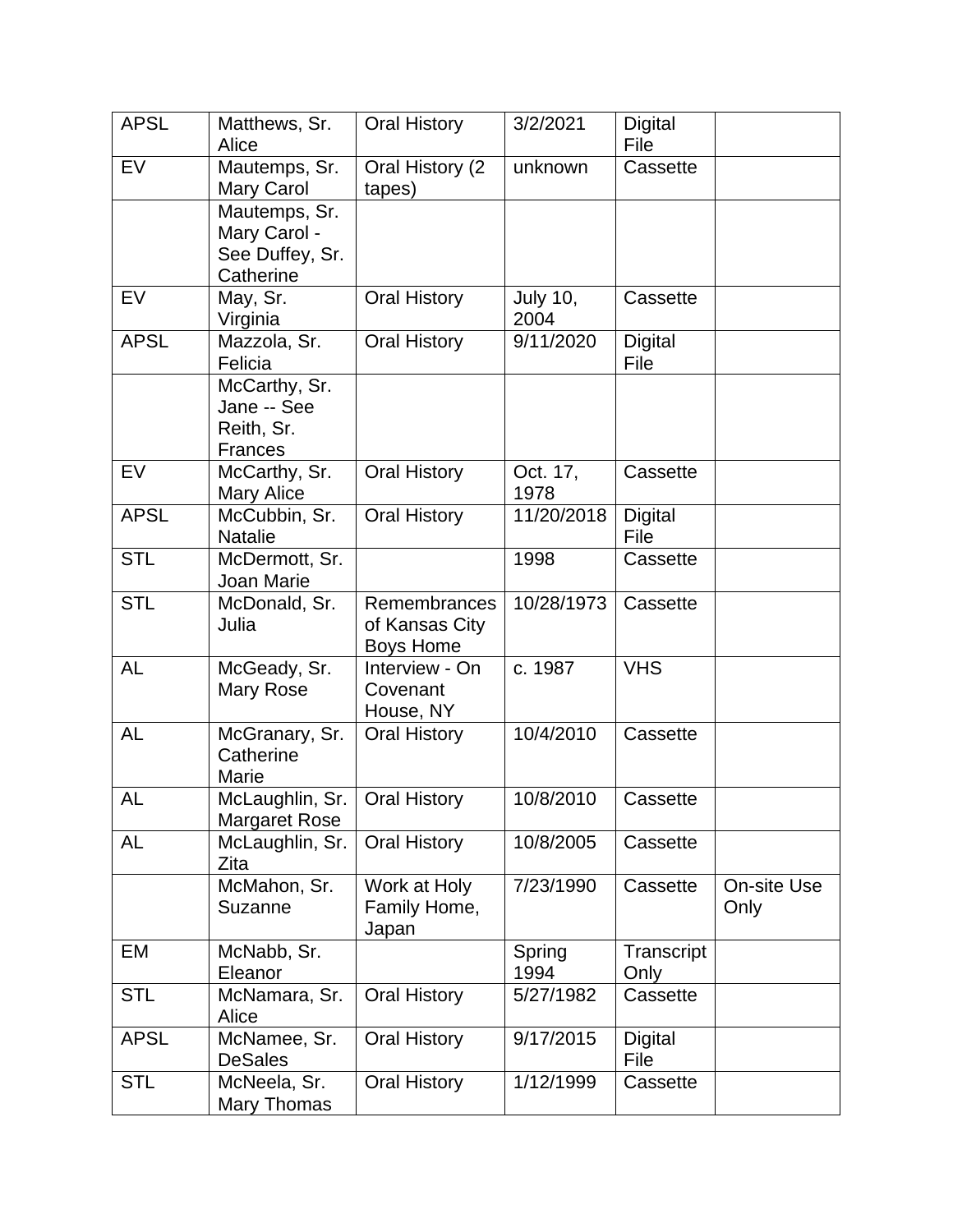| APSL | Matthews, Sr. Alice | Oral History | 3/2/2021 | Digital File | |
|---|---|---|---|---|---|
| EV | Mautemps, Sr. Mary Carol | Oral History (2 tapes) | unknown | Cassette | |
| | Mautemps, Sr. Mary Carol - See Duffey, Sr. Catherine | | | | |
| EV | May, Sr. Virginia | Oral History | July 10, 2004 | Cassette | |
| APSL | Mazzola, Sr. Felicia | Oral History | 9/11/2020 | Digital File | |
| | McCarthy, Sr. Jane -- See Reith, Sr. Frances | | | | |
| EV | McCarthy, Sr. Mary Alice | Oral History | Oct. 17, 1978 | Cassette | |
| APSL | McCubbin, Sr. Natalie | Oral History | 11/20/2018 | Digital File | |
| STL | McDermott, Sr. Joan Marie | | 1998 | Cassette | |
| STL | McDonald, Sr. Julia | Remembrances of Kansas City Boys Home | 10/28/1973 | Cassette | |
| AL | McGeady, Sr. Mary Rose | Interview - On Covenant House, NY | c. 1987 | VHS | |
| AL | McGranary, Sr. Catherine Marie | Oral History | 10/4/2010 | Cassette | |
| AL | McLaughlin, Sr. Margaret Rose | Oral History | 10/8/2010 | Cassette | |
| AL | McLaughlin, Sr. Zita | Oral History | 10/8/2005 | Cassette | |
| | McMahon, Sr. Suzanne | Work at Holy Family Home, Japan | 7/23/1990 | Cassette | On-site Use Only |
| EM | McNabb, Sr. Eleanor | | Spring 1994 | Transcript Only | |
| STL | McNamara, Sr. Alice | Oral History | 5/27/1982 | Cassette | |
| APSL | McNamee, Sr. DeSales | Oral History | 9/17/2015 | Digital File | |
| STL | McNeela, Sr. Mary Thomas | Oral History | 1/12/1999 | Cassette | |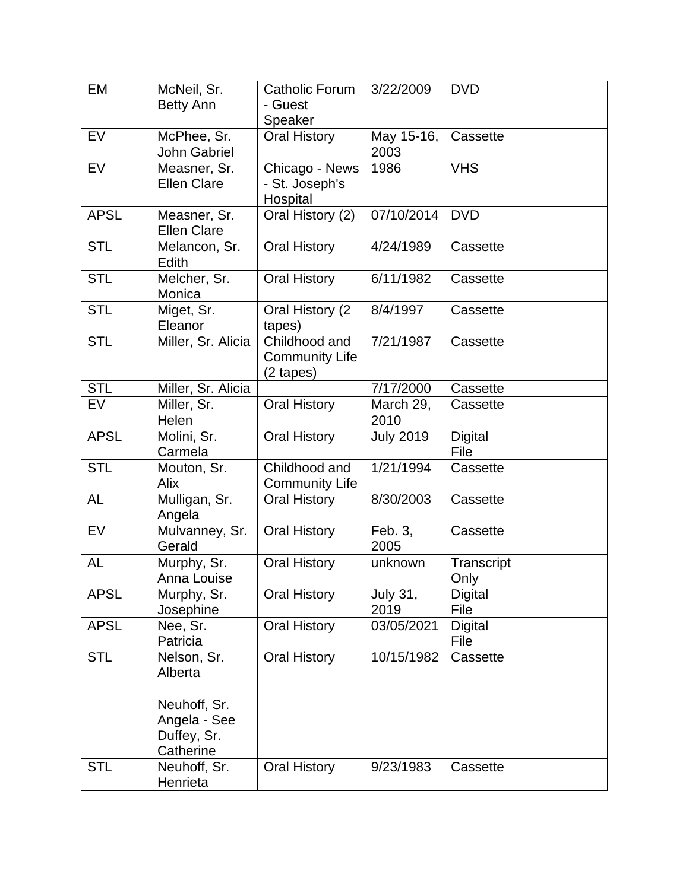| | | | | | |
|---|---|---|---|---|---|
| EM | McNeil, Sr. Betty Ann | Catholic Forum - Guest Speaker | 3/22/2009 | DVD | |
| EV | McPhee, Sr. John Gabriel | Oral History | May 15-16, 2003 | Cassette | |
| EV | Measner, Sr. Ellen Clare | Chicago - News - St. Joseph's Hospital | 1986 | VHS | |
| APSL | Measner, Sr. Ellen Clare | Oral History (2) | 07/10/2014 | DVD | |
| STL | Melancon, Sr. Edith | Oral History | 4/24/1989 | Cassette | |
| STL | Melcher, Sr. Monica | Oral History | 6/11/1982 | Cassette | |
| STL | Miget, Sr. Eleanor | Oral History (2 tapes) | 8/4/1997 | Cassette | |
| STL | Miller, Sr. Alicia | Childhood and Community Life (2 tapes) | 7/21/1987 | Cassette | |
| STL | Miller, Sr. Alicia | | 7/17/2000 | Cassette | |
| EV | Miller, Sr. Helen | Oral History | March 29, 2010 | Cassette | |
| APSL | Molini, Sr. Carmela | Oral History | July 2019 | Digital File | |
| STL | Mouton, Sr. Alix | Childhood and Community Life | 1/21/1994 | Cassette | |
| AL | Mulligan, Sr. Angela | Oral History | 8/30/2003 | Cassette | |
| EV | Mulvanney, Sr. Gerald | Oral History | Feb. 3, 2005 | Cassette | |
| AL | Murphy, Sr. Anna Louise | Oral History | unknown | Transcript Only | |
| APSL | Murphy, Sr. Josephine | Oral History | July 31, 2019 | Digital File | |
| APSL | Nee, Sr. Patricia | Oral History | 03/05/2021 | Digital File | |
| STL | Nelson, Sr. Alberta | Oral History | 10/15/1982 | Cassette | |
| | Neuhoff, Sr. Angela - See Duffey, Sr. Catherine | | | | |
| STL | Neuhoff, Sr. Henrieta | Oral History | 9/23/1983 | Cassette | |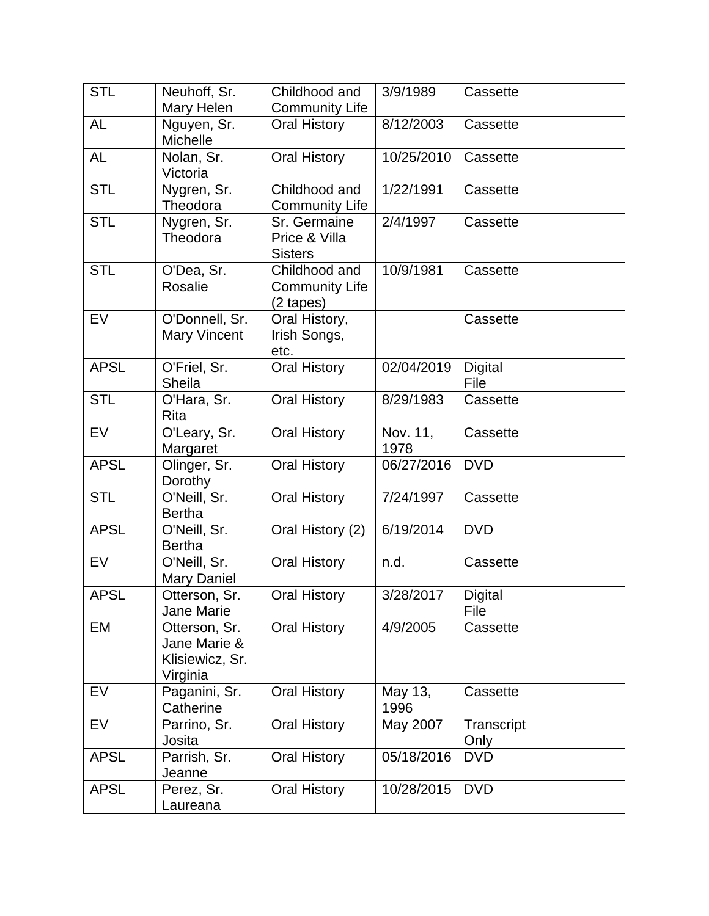| | | | | | |
|---|---|---|---|---|---|
| STL | Neuhoff, Sr. Mary Helen | Childhood and Community Life | 3/9/1989 | Cassette | |
| AL | Nguyen, Sr. Michelle | Oral History | 8/12/2003 | Cassette | |
| AL | Nolan, Sr. Victoria | Oral History | 10/25/2010 | Cassette | |
| STL | Nygren, Sr. Theodora | Childhood and Community Life | 1/22/1991 | Cassette | |
| STL | Nygren, Sr. Theodora | Sr. Germaine Price & Villa Sisters | 2/4/1997 | Cassette | |
| STL | O'Dea, Sr. Rosalie | Childhood and Community Life (2 tapes) | 10/9/1981 | Cassette | |
| EV | O'Donnell, Sr. Mary Vincent | Oral History, Irish Songs, etc. | | Cassette | |
| APSL | O'Friel, Sr. Sheila | Oral History | 02/04/2019 | Digital File | |
| STL | O'Hara, Sr. Rita | Oral History | 8/29/1983 | Cassette | |
| EV | O'Leary, Sr. Margaret | Oral History | Nov. 11, 1978 | Cassette | |
| APSL | Olinger, Sr. Dorothy | Oral History | 06/27/2016 | DVD | |
| STL | O'Neill, Sr. Bertha | Oral History | 7/24/1997 | Cassette | |
| APSL | O'Neill, Sr. Bertha | Oral History (2) | 6/19/2014 | DVD | |
| EV | O'Neill, Sr. Mary Daniel | Oral History | n.d. | Cassette | |
| APSL | Otterson, Sr. Jane Marie | Oral History | 3/28/2017 | Digital File | |
| EM | Otterson, Sr. Jane Marie & Klisiewicz, Sr. Virginia | Oral History | 4/9/2005 | Cassette | |
| EV | Paganini, Sr. Catherine | Oral History | May 13, 1996 | Cassette | |
| EV | Parrino, Sr. Josita | Oral History | May 2007 | Transcript Only | |
| APSL | Parrish, Sr. Jeanne | Oral History | 05/18/2016 | DVD | |
| APSL | Perez, Sr. Laureana | Oral History | 10/28/2015 | DVD | |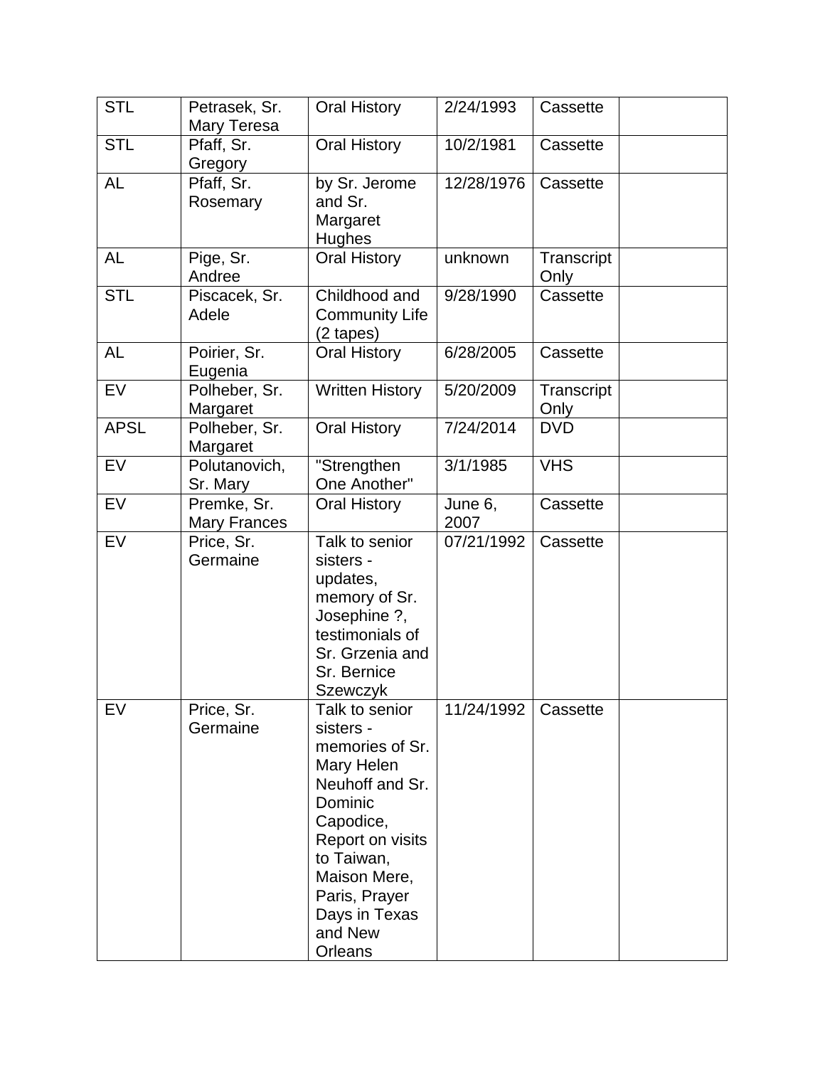| | | | | | |
|---|---|---|---|---|---|
| STL | Petrasek, Sr. Mary Teresa | Oral History | 2/24/1993 | Cassette | |
| STL | Pfaff, Sr. Gregory | Oral History | 10/2/1981 | Cassette | |
| AL | Pfaff, Sr. Rosemary | by Sr. Jerome and Sr. Margaret Hughes | 12/28/1976 | Cassette | |
| AL | Pige, Sr. Andree | Oral History | unknown | Transcript Only | |
| STL | Piscacek, Sr. Adele | Childhood and Community Life (2 tapes) | 9/28/1990 | Cassette | |
| AL | Poirier, Sr. Eugenia | Oral History | 6/28/2005 | Cassette | |
| EV | Polheber, Sr. Margaret | Written History | 5/20/2009 | Transcript Only | |
| APSL | Polheber, Sr. Margaret | Oral History | 7/24/2014 | DVD | |
| EV | Polutanovich, Sr. Mary | "Strengthen One Another" | 3/1/1985 | VHS | |
| EV | Premke, Sr. Mary Frances | Oral History | June 6, 2007 | Cassette | |
| EV | Price, Sr. Germaine | Talk to senior sisters - updates, memory of Sr. Josephine ?, testimonials of Sr. Grzenia and Sr. Bernice Szewczyk | 07/21/1992 | Cassette | |
| EV | Price, Sr. Germaine | Talk to senior sisters - memories of Sr. Mary Helen Neuhoff and Sr. Dominic Capodice, Report on visits to Taiwan, Maison Mere, Paris, Prayer Days in Texas and New Orleans | 11/24/1992 | Cassette | |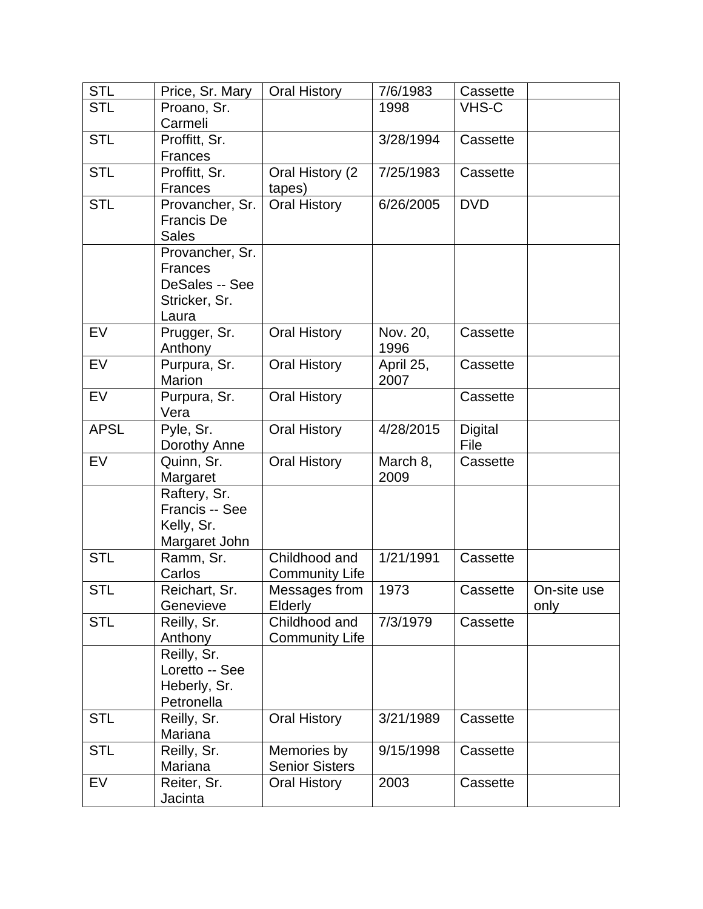| | | | | | |
|---|---|---|---|---|---|
| STL | Price, Sr. Mary | Oral History | 7/6/1983 | Cassette | |
| STL | Proano, Sr. Carmeli | | 1998 | VHS-C | |
| STL | Proffitt, Sr. Frances | | 3/28/1994 | Cassette | |
| STL | Proffitt, Sr. Frances | Oral History (2 tapes) | 7/25/1983 | Cassette | |
| STL | Provancher, Sr. Francis De Sales | Oral History | 6/26/2005 | DVD | |
| | Provancher, Sr. Frances DeSales -- See Stricker, Sr. Laura | | | | |
| EV | Prugger, Sr. Anthony | Oral History | Nov. 20, 1996 | Cassette | |
| EV | Purpura, Sr. Marion | Oral History | April 25, 2007 | Cassette | |
| EV | Purpura, Sr. Vera | Oral History | | Cassette | |
| APSL | Pyle, Sr. Dorothy Anne | Oral History | 4/28/2015 | Digital File | |
| EV | Quinn, Sr. Margaret | Oral History | March 8, 2009 | Cassette | |
| | Raftery, Sr. Francis -- See Kelly, Sr. Margaret John | | | | |
| STL | Ramm, Sr. Carlos | Childhood and Community Life | 1/21/1991 | Cassette | |
| STL | Reichart, Sr. Genevieve | Messages from Elderly | 1973 | Cassette | On-site use only |
| STL | Reilly, Sr. Anthony | Childhood and Community Life | 7/3/1979 | Cassette | |
| | Reilly, Sr. Loretto -- See Heberly, Sr. Petronella | | | | |
| STL | Reilly, Sr. Mariana | Oral History | 3/21/1989 | Cassette | |
| STL | Reilly, Sr. Mariana | Memories by Senior Sisters | 9/15/1998 | Cassette | |
| EV | Reiter, Sr. Jacinta | Oral History | 2003 | Cassette | |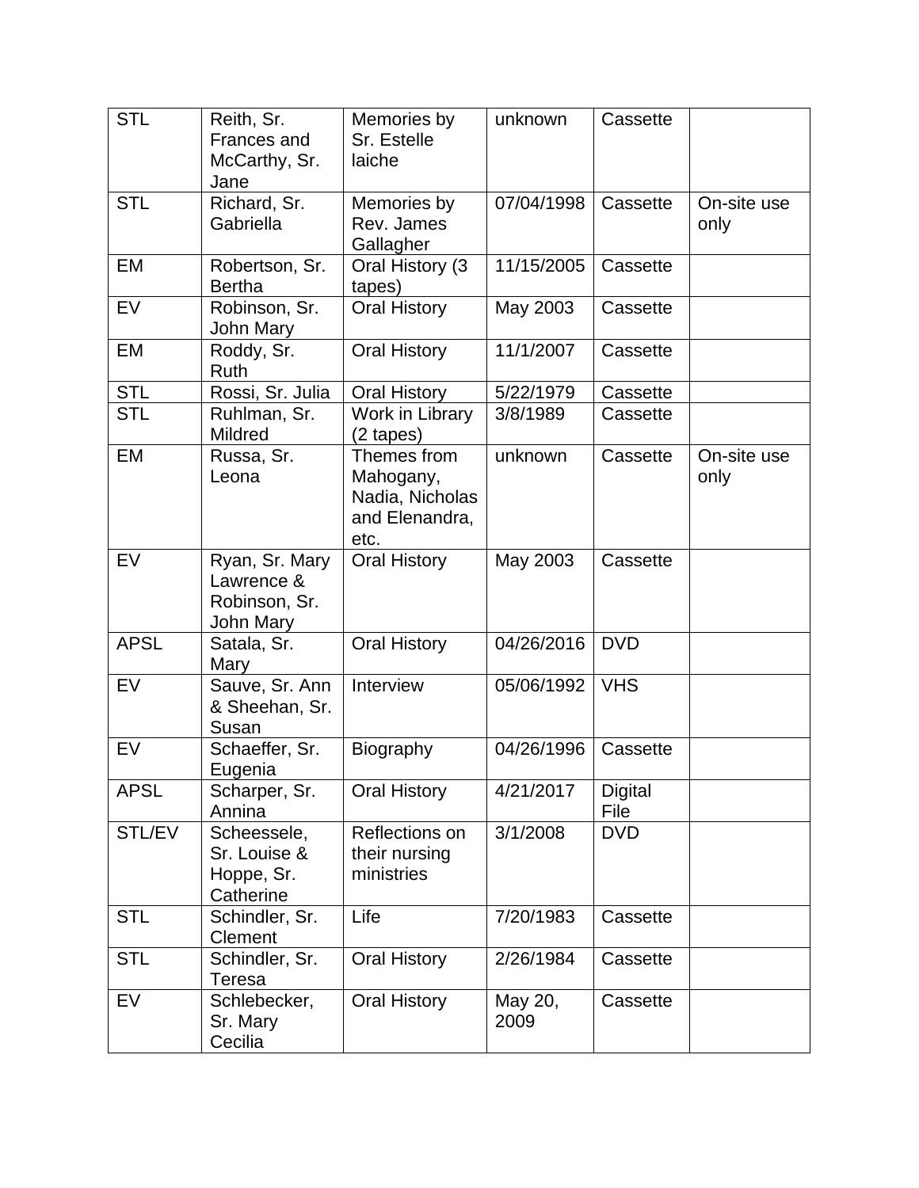| STL | Reith, Sr. Frances and McCarthy, Sr. Jane | Memories by Sr. Estelle laiche | unknown | Cassette | |
|---|---|---|---|---|---|
| STL | Richard, Sr. Gabriella | Memories by Rev. James Gallagher | 07/04/1998 | Cassette | On-site use only |
| EM | Robertson, Sr. Bertha | Oral History (3 tapes) | 11/15/2005 | Cassette | |
| EV | Robinson, Sr. John Mary | Oral History | May 2003 | Cassette | |
| EM | Roddy, Sr. Ruth | Oral History | 11/1/2007 | Cassette | |
| STL | Rossi, Sr. Julia | Oral History | 5/22/1979 | Cassette | |
| STL | Ruhlman, Sr. Mildred | Work in Library (2 tapes) | 3/8/1989 | Cassette | |
| EM | Russa, Sr. Leona | Themes from Mahogany, Nadia, Nicholas and Elenandra, etc. | unknown | Cassette | On-site use only |
| EV | Ryan, Sr. Mary Lawrence & Robinson, Sr. John Mary | Oral History | May 2003 | Cassette | |
| APSL | Satala, Sr. Mary | Oral History | 04/26/2016 | DVD | |
| EV | Sauve, Sr. Ann & Sheehan, Sr. Susan | Interview | 05/06/1992 | VHS | |
| EV | Schaeffer, Sr. Eugenia | Biography | 04/26/1996 | Cassette | |
| APSL | Scharper, Sr. Annina | Oral History | 4/21/2017 | Digital File | |
| STL/EV | Scheessele, Sr. Louise & Hoppe, Sr. Catherine | Reflections on their nursing ministries | 3/1/2008 | DVD | |
| STL | Schindler, Sr. Clement | Life | 7/20/1983 | Cassette | |
| STL | Schindler, Sr. Teresa | Oral History | 2/26/1984 | Cassette | |
| EV | Schlebecker, Sr. Mary Cecilia | Oral History | May 20, 2009 | Cassette | |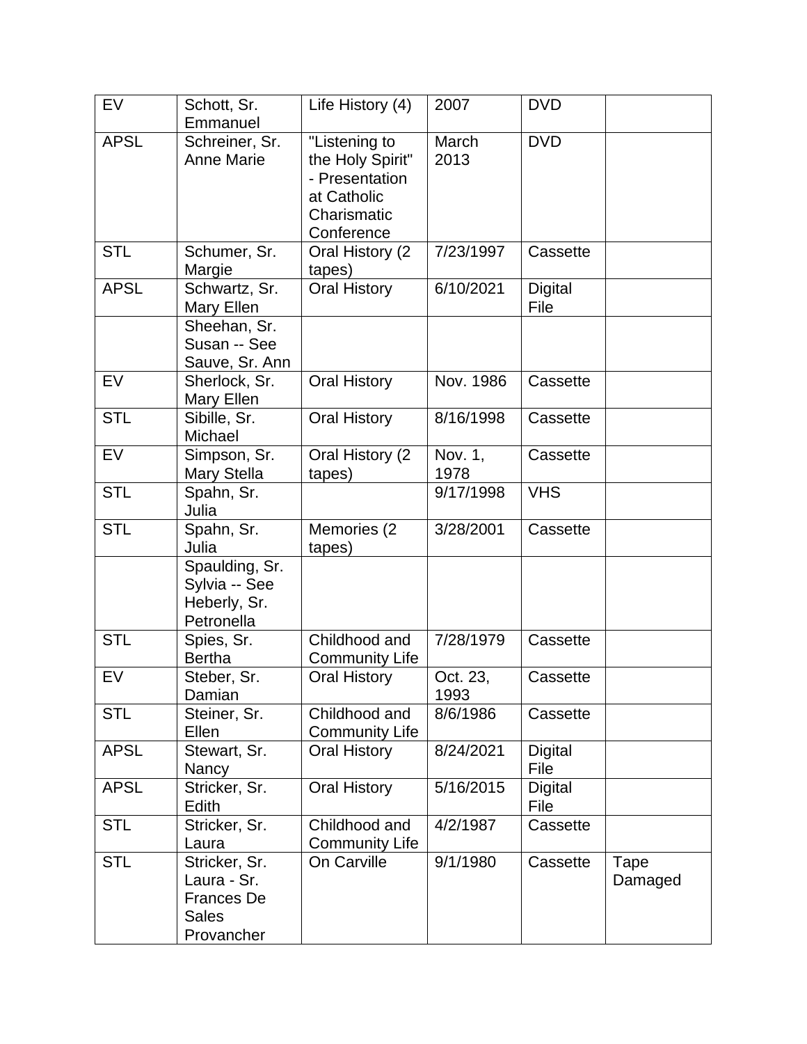| EV | Schott, Sr. Emmanuel | Life History (4) | 2007 | DVD | |
|---|---|---|---|---|---|
| APSL | Schreiner, Sr. Anne Marie | "Listening to the Holy Spirit" - Presentation at Catholic Charismatic Conference | March 2013 | DVD | |
| STL | Schumer, Sr. Margie | Oral History (2 tapes) | 7/23/1997 | Cassette | |
| APSL | Schwartz, Sr. Mary Ellen | Oral History | 6/10/2021 | Digital File | |
| | Sheehan, Sr. Susan -- See Sauve, Sr. Ann | | | | |
| EV | Sherlock, Sr. Mary Ellen | Oral History | Nov. 1986 | Cassette | |
| STL | Sibille, Sr. Michael | Oral History | 8/16/1998 | Cassette | |
| EV | Simpson, Sr. Mary Stella | Oral History (2 tapes) | Nov. 1, 1978 | Cassette | |
| STL | Spahn, Sr. Julia | | 9/17/1998 | VHS | |
| STL | Spahn, Sr. Julia | Memories (2 tapes) | 3/28/2001 | Cassette | |
| | Spaulding, Sr. Sylvia -- See Heberly, Sr. Petronella | | | | |
| STL | Spies, Sr. Bertha | Childhood and Community Life | 7/28/1979 | Cassette | |
| EV | Steber, Sr. Damian | Oral History | Oct. 23, 1993 | Cassette | |
| STL | Steiner, Sr. Ellen | Childhood and Community Life | 8/6/1986 | Cassette | |
| APSL | Stewart, Sr. Nancy | Oral History | 8/24/2021 | Digital File | |
| APSL | Stricker, Sr. Edith | Oral History | 5/16/2015 | Digital File | |
| STL | Stricker, Sr. Laura | Childhood and Community Life | 4/2/1987 | Cassette | |
| STL | Stricker, Sr. Laura - Sr. Frances De Sales Provancher | On Carville | 9/1/1980 | Cassette | Tape Damaged |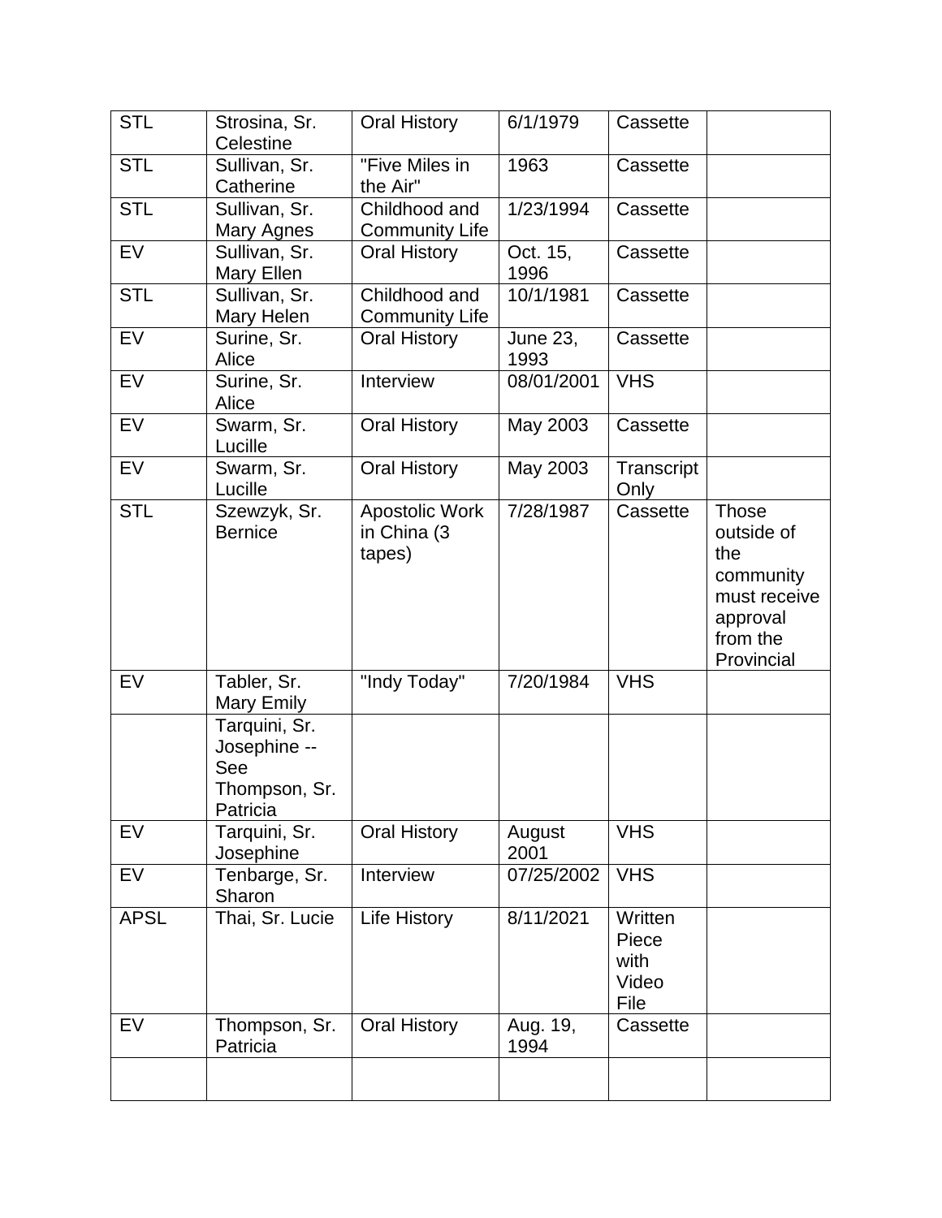| STL | Strosina, Sr. Celestine | Oral History | 6/1/1979 | Cassette | |
|---|---|---|---|---|---|
| STL | Sullivan, Sr. Catherine | "Five Miles in the Air" | 1963 | Cassette | |
| STL | Sullivan, Sr. Mary Agnes | Childhood and Community Life | 1/23/1994 | Cassette | |
| EV | Sullivan, Sr. Mary Ellen | Oral History | Oct. 15, 1996 | Cassette | |
| STL | Sullivan, Sr. Mary Helen | Childhood and Community Life | 10/1/1981 | Cassette | |
| EV | Surine, Sr. Alice | Oral History | June 23, 1993 | Cassette | |
| EV | Surine, Sr. Alice | Interview | 08/01/2001 | VHS | |
| EV | Swarm, Sr. Lucille | Oral History | May 2003 | Cassette | |
| EV | Swarm, Sr. Lucille | Oral History | May 2003 | Transcript Only | |
| STL | Szewzyk, Sr. Bernice | Apostolic Work in China (3 tapes) | 7/28/1987 | Cassette | Those outside of the community must receive approval from the Provincial |
| EV | Tabler, Sr. Mary Emily | "Indy Today" | 7/20/1984 | VHS | |
| | Tarquini, Sr. Josephine -- See Thompson, Sr. Patricia | | | | |
| EV | Tarquini, Sr. Josephine | Oral History | August 2001 | VHS | |
| EV | Tenbarge, Sr. Sharon | Interview | 07/25/2002 | VHS | |
| APSL | Thai, Sr. Lucie | Life History | 8/11/2021 | Written Piece with Video File | |
| EV | Thompson, Sr. Patricia | Oral History | Aug. 19, 1994 | Cassette | |
| | | | | | |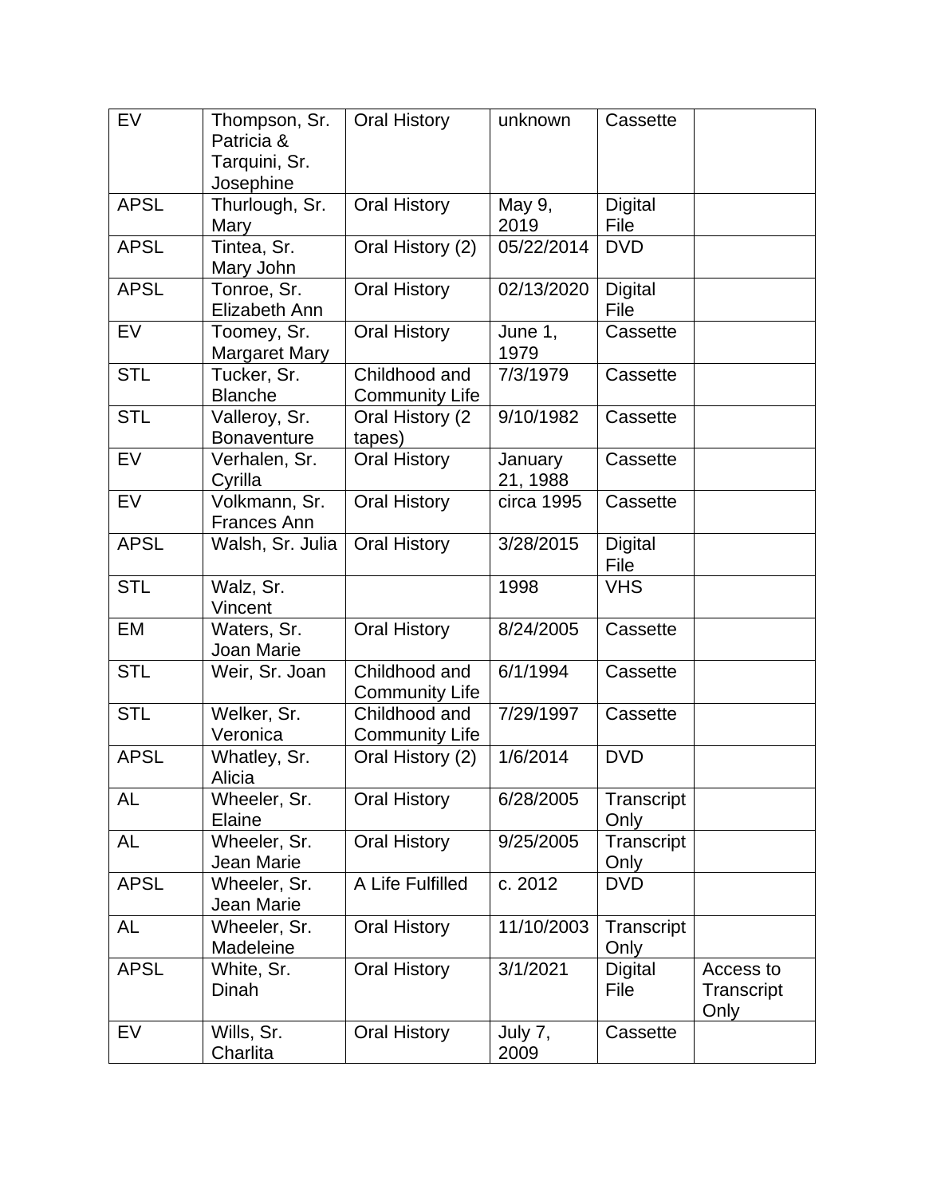| EV | Thompson, Sr. Patricia & Tarquini, Sr. Josephine | Oral History | unknown | Cassette | |
|---|---|---|---|---|---|
| APSL | Thurlough, Sr. Mary | Oral History | May 9, 2019 | Digital File | |
| APSL | Tintea, Sr. Mary John | Oral History (2) | 05/22/2014 | DVD | |
| APSL | Tonroe, Sr. Elizabeth Ann | Oral History | 02/13/2020 | Digital File | |
| EV | Toomey, Sr. Margaret Mary | Oral History | June 1, 1979 | Cassette | |
| STL | Tucker, Sr. Blanche | Childhood and Community Life | 7/3/1979 | Cassette | |
| STL | Valleroy, Sr. Bonaventure | Oral History (2 tapes) | 9/10/1982 | Cassette | |
| EV | Verhalen, Sr. Cyrilla | Oral History | January 21, 1988 | Cassette | |
| EV | Volkmann, Sr. Frances Ann | Oral History | circa 1995 | Cassette | |
| APSL | Walsh, Sr. Julia | Oral History | 3/28/2015 | Digital File | |
| STL | Walz, Sr. Vincent | | 1998 | VHS | |
| EM | Waters, Sr. Joan Marie | Oral History | 8/24/2005 | Cassette | |
| STL | Weir, Sr. Joan | Childhood and Community Life | 6/1/1994 | Cassette | |
| STL | Welker, Sr. Veronica | Childhood and Community Life | 7/29/1997 | Cassette | |
| APSL | Whatley, Sr. Alicia | Oral History (2) | 1/6/2014 | DVD | |
| AL | Wheeler, Sr. Elaine | Oral History | 6/28/2005 | Transcript Only | |
| AL | Wheeler, Sr. Jean Marie | Oral History | 9/25/2005 | Transcript Only | |
| APSL | Wheeler, Sr. Jean Marie | A Life Fulfilled | c. 2012 | DVD | |
| AL | Wheeler, Sr. Madeleine | Oral History | 11/10/2003 | Transcript Only | |
| APSL | White, Sr. Dinah | Oral History | 3/1/2021 | Digital File | Access to Transcript Only |
| EV | Wills, Sr. Charlita | Oral History | July 7, 2009 | Cassette | |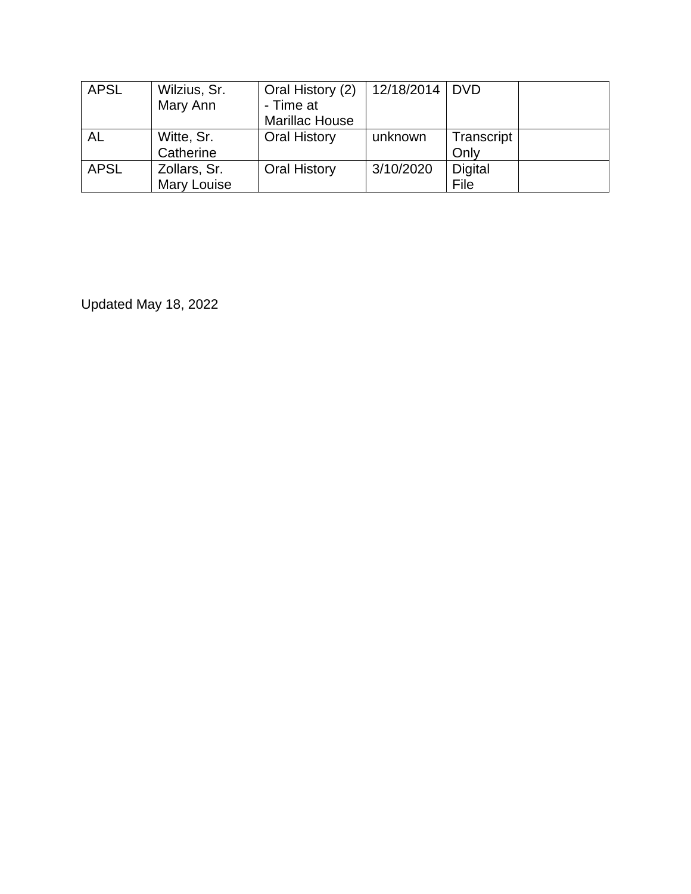| | | | | | |
|---|---|---|---|---|---|
| APSL | Wilzius, Sr. Mary Ann | Oral History (2) - Time at Marillac House | 12/18/2014 | DVD | |
| AL | Witte, Sr. Catherine | Oral History | unknown | Transcript Only | |
| APSL | Zollars, Sr. Mary Louise | Oral History | 3/10/2020 | Digital File | |

Updated May 18, 2022